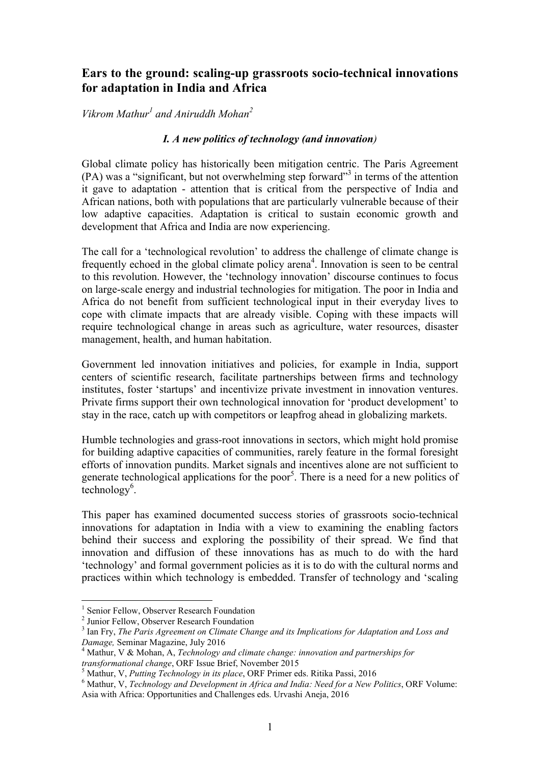# Ears to the ground: scaling-up grassroots socio-technical innovations for adaptation in India and Africa

*Vikrom Mathur[1] and Aniruddh Mohan[2]*

## *I. A new politics of technology (and innovation)*

Global climate policy has historically been mitigation centric. The Paris Agreement (PA) was a "significant, but not overwhelming step forward"[3] in terms of the attention it gave to adaptation - attention that is critical from the perspective of India and African nations, both with populations that are particularly vulnerable because of their low adaptive capacities. Adaptation is critical to sustain economic growth and development that Africa and India are now experiencing.

The call for a 'technological revolution' to address the challenge of climate change is frequently echoed in the global climate policy arena[4]. Innovation is seen to be central to this revolution. However, the 'technology innovation' discourse continues to focus on large-scale energy and industrial technologies for mitigation. The poor in India and Africa do not benefit from sufficient technological input in their everyday lives to cope with climate impacts that are already visible. Coping with these impacts will require technological change in areas such as agriculture, water resources, disaster management, health, and human habitation.

Government led innovation initiatives and policies, for example in India, support centers of scientific research, facilitate partnerships between firms and technology institutes, foster 'startups' and incentivize private investment in innovation ventures. Private firms support their own technological innovation for 'product development' to stay in the race, catch up with competitors or leapfrog ahead in globalizing markets.

Humble technologies and grass-root innovations in sectors, which might hold promise for building adaptive capacities of communities, rarely feature in the formal foresight efforts of innovation pundits. Market signals and incentives alone are not sufficient to generate technological applications for the poor[5]. There is a need for a new politics of technology[6].

This paper has examined documented success stories of grassroots socio-technical innovations for adaptation in India with a view to examining the enabling factors behind their success and exploring the possibility of their spread. We find that innovation and diffusion of these innovations has as much to do with the hard 'technology' and formal government policies as it is to do with the cultural norms and practices within which technology is embedded. Transfer of technology and 'scaling

---

[1] Senior Fellow, Observer Research Foundation

[2] Junior Fellow, Observer Research Foundation

[3] Ian Fry, *The Paris Agreement on Climate Change and its Implications for Adaptation and Loss and Damage,* Seminar Magazine, July 2016

[4] Mathur, V & Mohan, A, *Technology and climate change: innovation and partnerships for transformational change*, ORF Issue Brief, November 2015

[5] Mathur, V, *Putting Technology in its place*, ORF Primer eds. Ritika Passi, 2016

[6] Mathur, V, *Technology and Development in Africa and India: Need for a New Politics*, ORF Volume: Asia with Africa: Opportunities and Challenges eds. Urvashi Aneja, 2016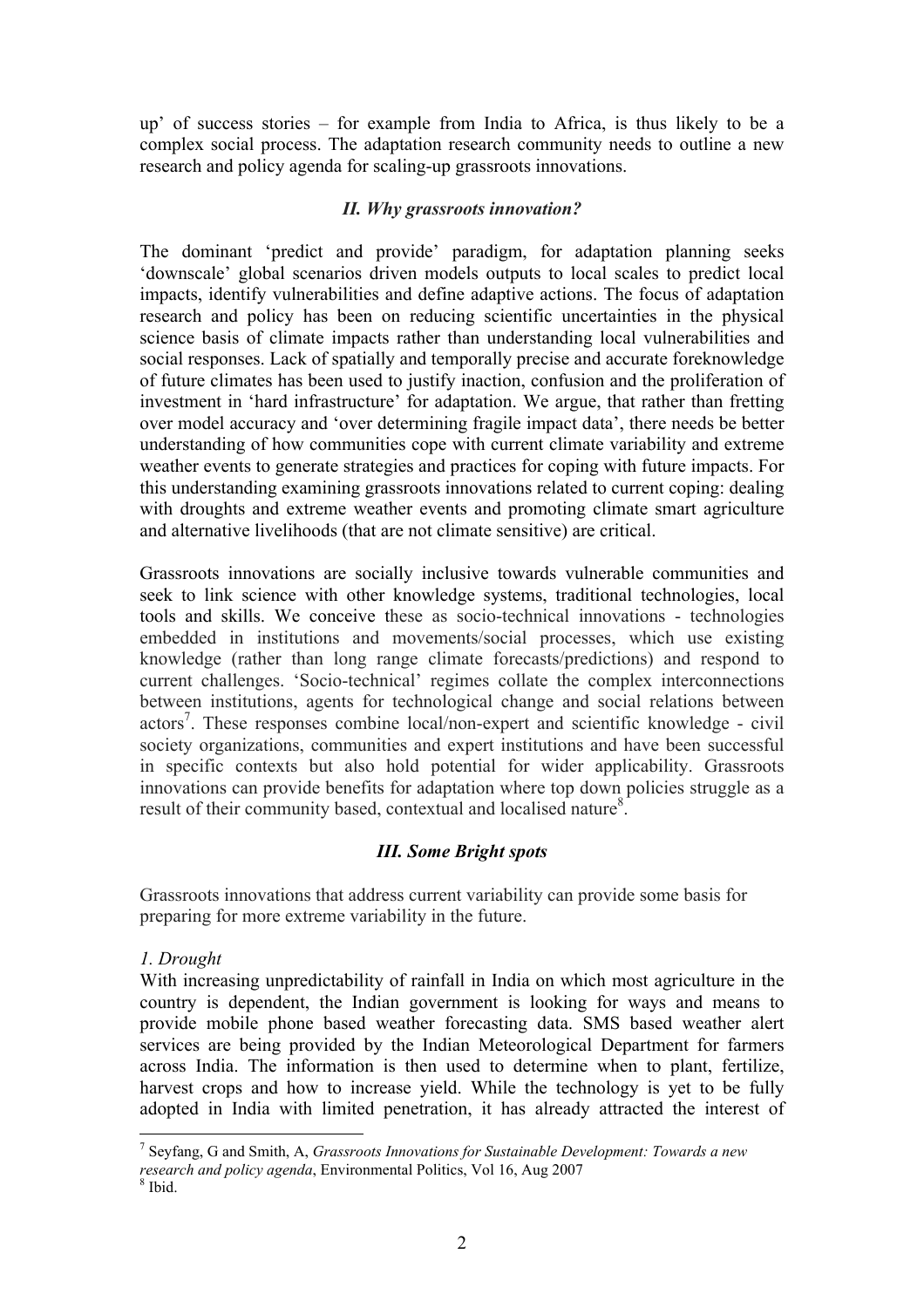up' of success stories – for example from India to Africa, is thus likely to be a complex social process. The adaptation research community needs to outline a new research and policy agenda for scaling-up grassroots innovations.

### *II. Why grassroots innovation?*

The dominant 'predict and provide' paradigm, for adaptation planning seeks 'downscale' global scenarios driven models outputs to local scales to predict local impacts, identify vulnerabilities and define adaptive actions. The focus of adaptation research and policy has been on reducing scientific uncertainties in the physical science basis of climate impacts rather than understanding local vulnerabilities and social responses. Lack of spatially and temporally precise and accurate foreknowledge of future climates has been used to justify inaction, confusion and the proliferation of investment in 'hard infrastructure' for adaptation. We argue, that rather than fretting over model accuracy and 'over determining fragile impact data', there needs be better understanding of how communities cope with current climate variability and extreme weather events to generate strategies and practices for coping with future impacts. For this understanding examining grassroots innovations related to current coping: dealing with droughts and extreme weather events and promoting climate smart agriculture and alternative livelihoods (that are not climate sensitive) are critical.

Grassroots innovations are socially inclusive towards vulnerable communities and seek to link science with other knowledge systems, traditional technologies, local tools and skills. We conceive these as socio-technical innovations - technologies embedded in institutions and movements/social processes, which use existing knowledge (rather than long range climate forecasts/predictions) and respond to current challenges. 'Socio-technical' regimes collate the complex interconnections between institutions, agents for technological change and social relations between actors[7]. These responses combine local/non-expert and scientific knowledge - civil society organizations, communities and expert institutions and have been successful in specific contexts but also hold potential for wider applicability. Grassroots innovations can provide benefits for adaptation where top down policies struggle as a result of their community based, contextual and localised nature[8].

### *III. Some Bright spots*

Grassroots innovations that address current variability can provide some basis for preparing for more extreme variability in the future.

*1. Drought*

With increasing unpredictability of rainfall in India on which most agriculture in the country is dependent, the Indian government is looking for ways and means to provide mobile phone based weather forecasting data. SMS based weather alert services are being provided by the Indian Meteorological Department for farmers across India. The information is then used to determine when to plant, fertilize, harvest crops and how to increase yield. While the technology is yet to be fully adopted in India with limited penetration, it has already attracted the interest of

---

[7] Seyfang, G and Smith, A, *Grassroots Innovations for Sustainable Development: Towards a new research and policy agenda*, Environmental Politics, Vol 16, Aug 2007

[8] Ibid.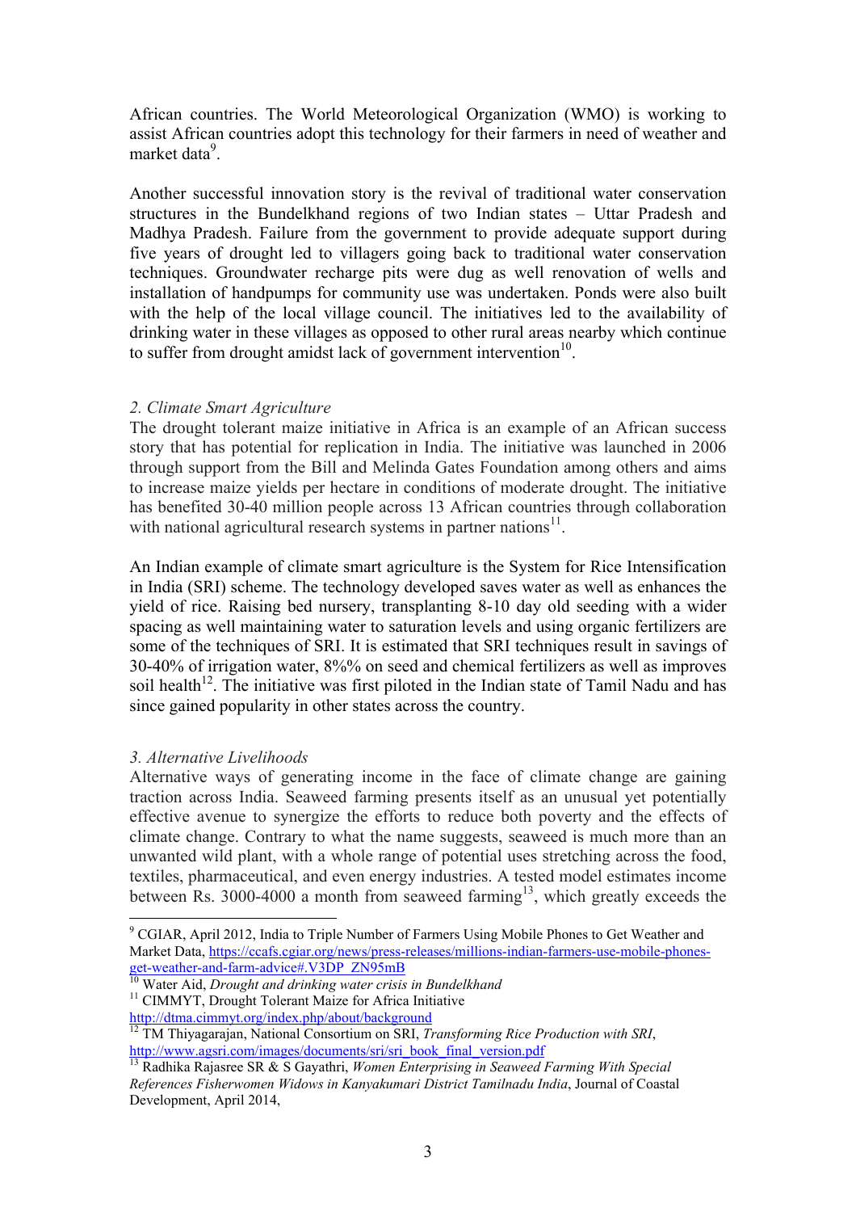African countries. The World Meteorological Organization (WMO) is working to assist African countries adopt this technology for their farmers in need of weather and market data[9].

Another successful innovation story is the revival of traditional water conservation structures in the Bundelkhand regions of two Indian states – Uttar Pradesh and Madhya Pradesh. Failure from the government to provide adequate support during five years of drought led to villagers going back to traditional water conservation techniques. Groundwater recharge pits were dug as well renovation of wells and installation of handpumps for community use was undertaken. Ponds were also built with the help of the local village council. The initiatives led to the availability of drinking water in these villages as opposed to other rural areas nearby which continue to suffer from drought amidst lack of government intervention[10].

*2. Climate Smart Agriculture*

The drought tolerant maize initiative in Africa is an example of an African success story that has potential for replication in India. The initiative was launched in 2006 through support from the Bill and Melinda Gates Foundation among others and aims to increase maize yields per hectare in conditions of moderate drought. The initiative has benefited 30-40 million people across 13 African countries through collaboration with national agricultural research systems in partner nations[11].

An Indian example of climate smart agriculture is the System for Rice Intensification in India (SRI) scheme. The technology developed saves water as well as enhances the yield of rice. Raising bed nursery, transplanting 8-10 day old seeding with a wider spacing as well maintaining water to saturation levels and using organic fertilizers are some of the techniques of SRI. It is estimated that SRI techniques result in savings of 30-40% of irrigation water, 8%% on seed and chemical fertilizers as well as improves soil health[12]. The initiative was first piloted in the Indian state of Tamil Nadu and has since gained popularity in other states across the country.

*3. Alternative Livelihoods*

Alternative ways of generating income in the face of climate change are gaining traction across India. Seaweed farming presents itself as an unusual yet potentially effective avenue to synergize the efforts to reduce both poverty and the effects of climate change. Contrary to what the name suggests, seaweed is much more than an unwanted wild plant, with a whole range of potential uses stretching across the food, textiles, pharmaceutical, and even energy industries. A tested model estimates income between Rs. 3000-4000 a month from seaweed farming[13], which greatly exceeds the

---

[9] CGIAR, April 2012, India to Triple Number of Farmers Using Mobile Phones to Get Weather and Market Data, https://ccafs.cgiar.org/news/press-releases/millions-indian-farmers-use-mobile-phones-get-weather-and-farm-advice#.V3DP_ZN95mB

[10] Water Aid, *Drought and drinking water crisis in Bundelkhand*

[11] CIMMYT, Drought Tolerant Maize for Africa Initiative http://dtma.cimmyt.org/index.php/about/background

[12] TM Thiyagarajan, National Consortium on SRI, *Transforming Rice Production with SRI*, http://www.agsri.com/images/documents/sri/sri_book_final_version.pdf

[13] Radhika Rajasree SR & S Gayathri, *Women Enterprising in Seaweed Farming With Special References Fisherwomen Widows in Kanyakumari District Tamilnadu India*, Journal of Coastal Development, April 2014,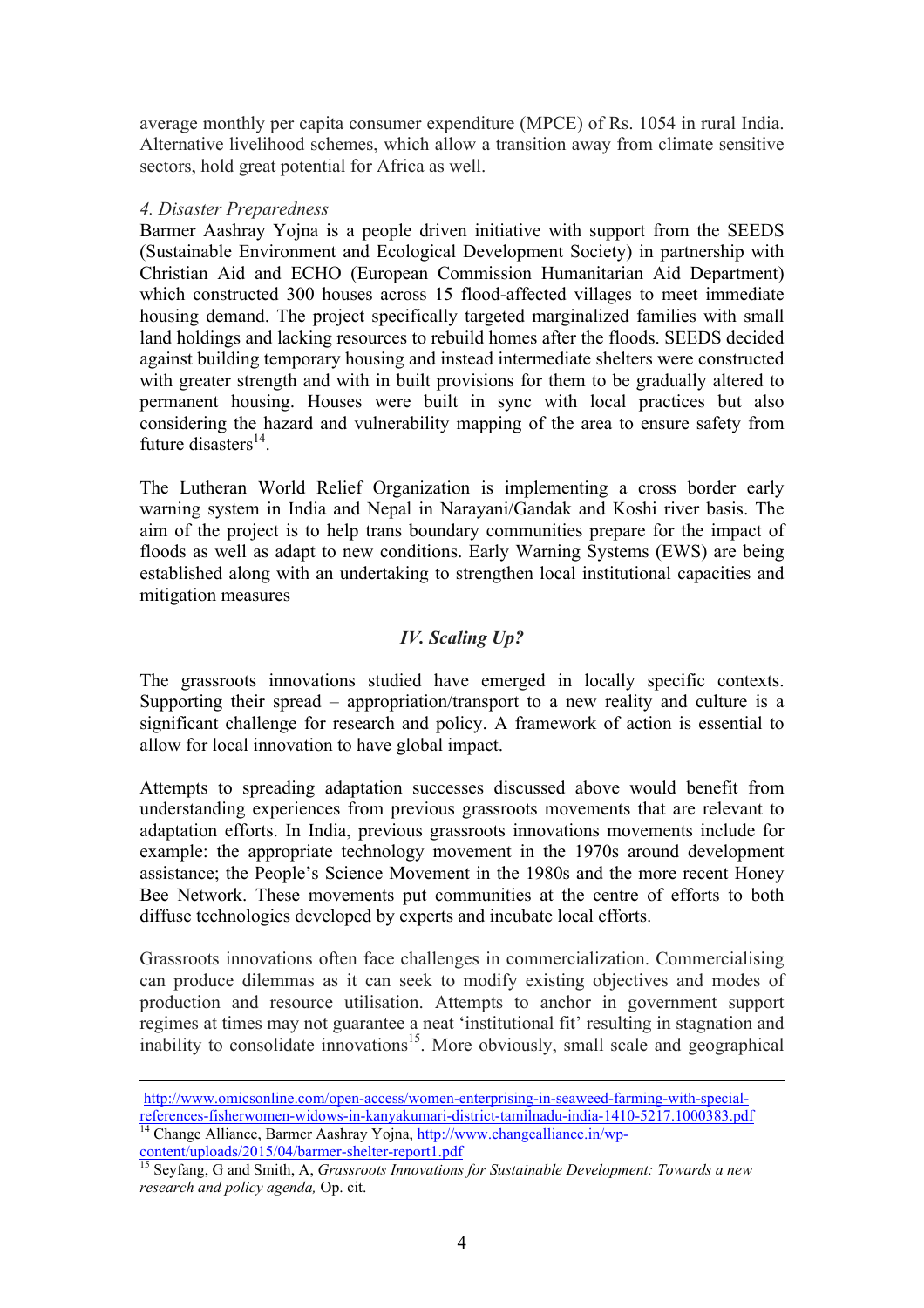average monthly per capita consumer expenditure (MPCE) of Rs. 1054 in rural India. Alternative livelihood schemes, which allow a transition away from climate sensitive sectors, hold great potential for Africa as well.

*4. Disaster Preparedness*

Barmer Aashray Yojna is a people driven initiative with support from the SEEDS (Sustainable Environment and Ecological Development Society) in partnership with Christian Aid and ECHO (European Commission Humanitarian Aid Department) which constructed 300 houses across 15 flood-affected villages to meet immediate housing demand. The project specifically targeted marginalized families with small land holdings and lacking resources to rebuild homes after the floods. SEEDS decided against building temporary housing and instead intermediate shelters were constructed with greater strength and with in built provisions for them to be gradually altered to permanent housing. Houses were built in sync with local practices but also considering the hazard and vulnerability mapping of the area to ensure safety from future disasters[14].

The Lutheran World Relief Organization is implementing a cross border early warning system in India and Nepal in Narayani/Gandak and Koshi river basis. The aim of the project is to help trans boundary communities prepare for the impact of floods as well as adapt to new conditions. Early Warning Systems (EWS) are being established along with an undertaking to strengthen local institutional capacities and mitigation measures

## *IV. Scaling Up?*

The grassroots innovations studied have emerged in locally specific contexts. Supporting their spread – appropriation/transport to a new reality and culture is a significant challenge for research and policy. A framework of action is essential to allow for local innovation to have global impact.

Attempts to spreading adaptation successes discussed above would benefit from understanding experiences from previous grassroots movements that are relevant to adaptation efforts. In India, previous grassroots innovations movements include for example: the appropriate technology movement in the 1970s around development assistance; the People's Science Movement in the 1980s and the more recent Honey Bee Network. These movements put communities at the centre of efforts to both diffuse technologies developed by experts and incubate local efforts.

Grassroots innovations often face challenges in commercialization. Commercialising can produce dilemmas as it can seek to modify existing objectives and modes of production and resource utilisation. Attempts to anchor in government support regimes at times may not guarantee a neat 'institutional fit' resulting in stagnation and inability to consolidate innovations[15]. More obviously, small scale and geographical

---

http://www.omicsonline.com/open-access/women-enterprising-in-seaweed-farming-with-special-references-fisherwomen-widows-in-kanyakumari-district-tamilnadu-india-1410-5217.1000383.pdf

[14] Change Alliance, Barmer Aashray Yojna, http://www.changealliance.in/wp-content/uploads/2015/04/barmer-shelter-report1.pdf

[15] Seyfang, G and Smith, A, *Grassroots Innovations for Sustainable Development: Towards a new research and policy agenda,* Op. cit.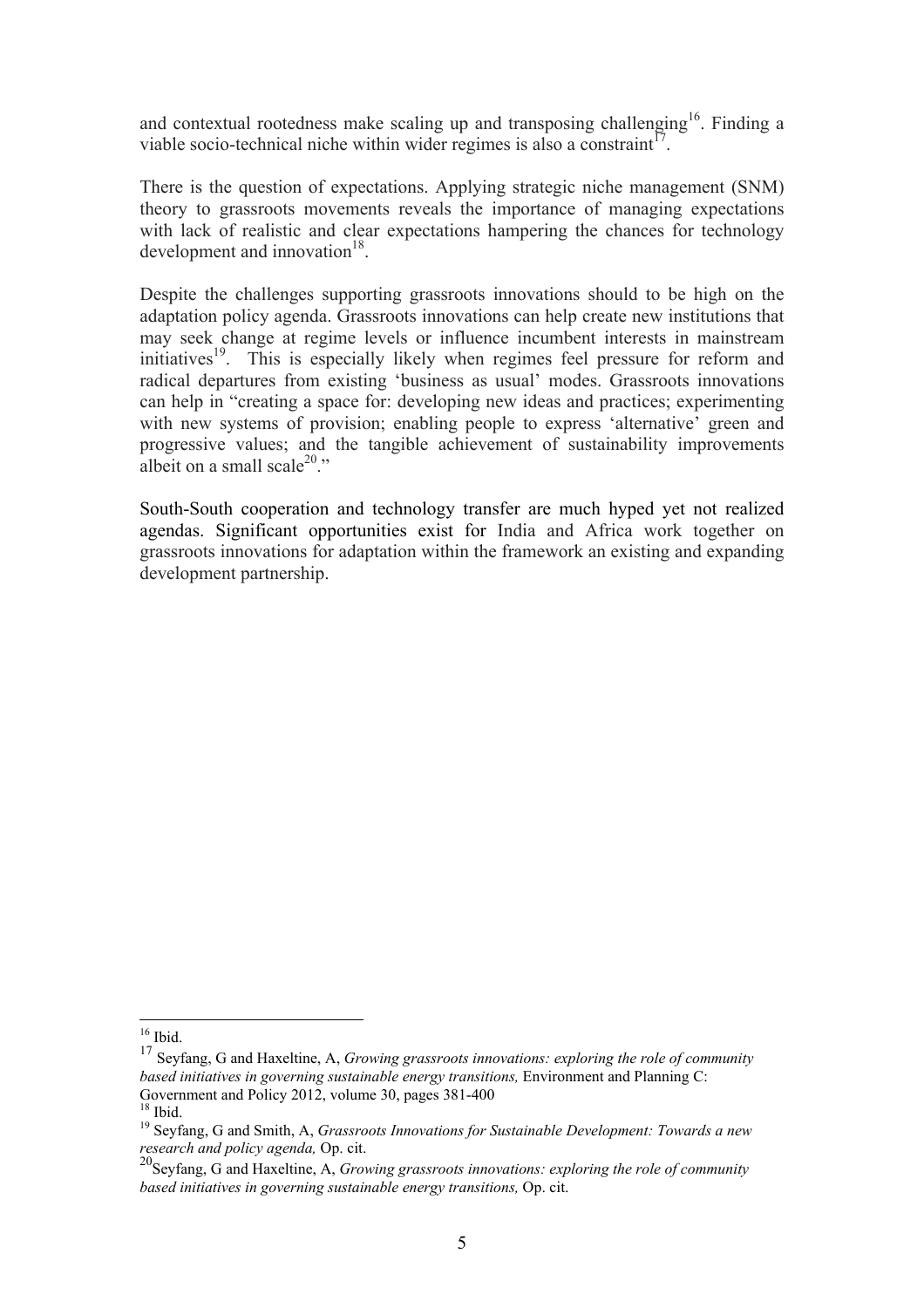and contextual rootedness make scaling up and transposing challenging[16]. Finding a viable socio-technical niche within wider regimes is also a constraint[17].

There is the question of expectations. Applying strategic niche management (SNM) theory to grassroots movements reveals the importance of managing expectations with lack of realistic and clear expectations hampering the chances for technology development and innovation[18].

Despite the challenges supporting grassroots innovations should to be high on the adaptation policy agenda. Grassroots innovations can help create new institutions that may seek change at regime levels or influence incumbent interests in mainstream initiatives[19]. This is especially likely when regimes feel pressure for reform and radical departures from existing 'business as usual' modes. Grassroots innovations can help in "creating a space for: developing new ideas and practices; experimenting with new systems of provision; enabling people to express 'alternative' green and progressive values; and the tangible achievement of sustainability improvements albeit on a small scale[20]."

South-South cooperation and technology transfer are much hyped yet not realized agendas. Significant opportunities exist for India and Africa work together on grassroots innovations for adaptation within the framework an existing and expanding development partnership.

---

[16] Ibid.

[17] Seyfang, G and Haxeltine, A, *Growing grassroots innovations: exploring the role of community based initiatives in governing sustainable energy transitions,* Environment and Planning C: Government and Policy 2012, volume 30, pages 381-400

[18] Ibid.

[19] Seyfang, G and Smith, A, *Grassroots Innovations for Sustainable Development: Towards a new research and policy agenda,* Op. cit.

[20] Seyfang, G and Haxeltine, A, *Growing grassroots innovations: exploring the role of community based initiatives in governing sustainable energy transitions,* Op. cit.